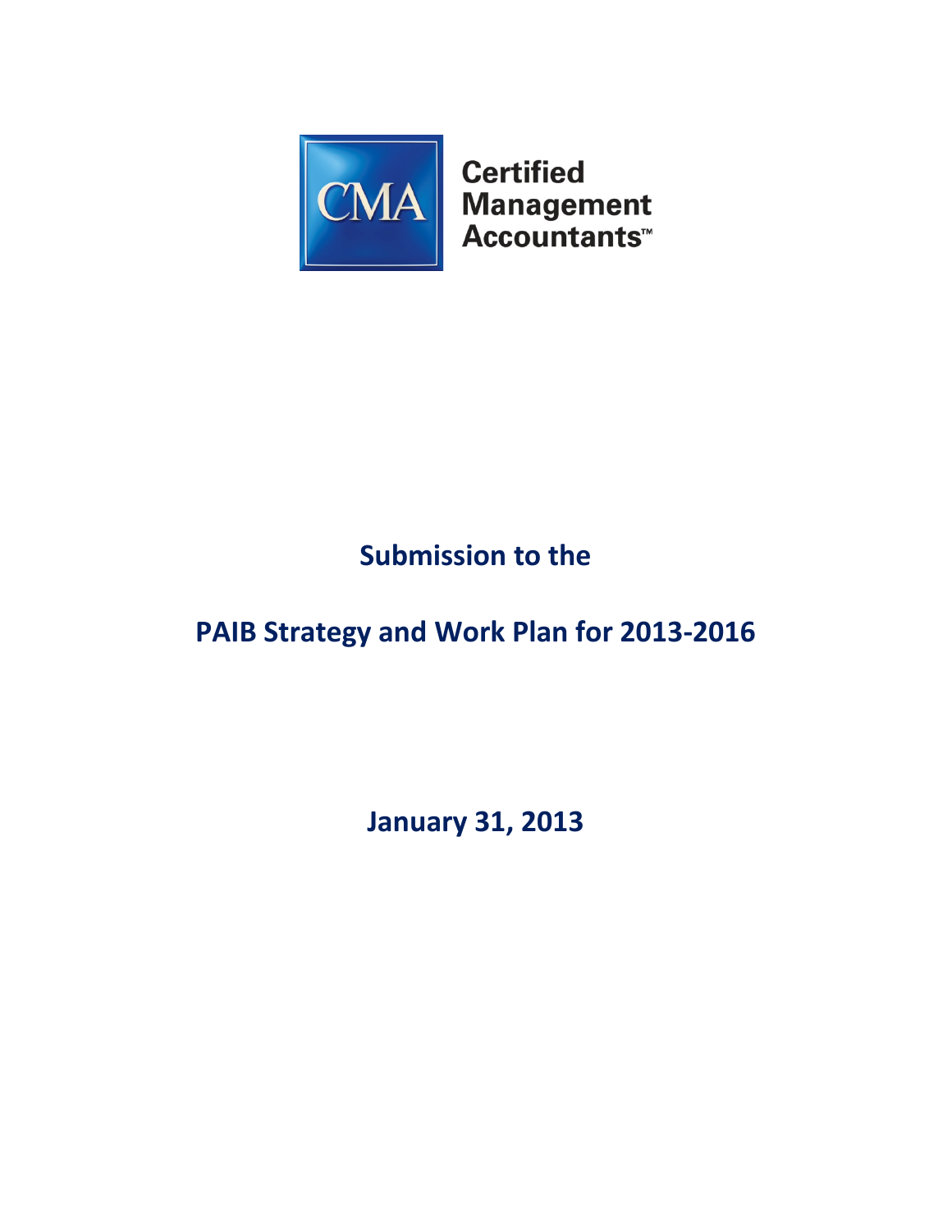CMA Certified Management Accountants™

# Submission to the

# PAIB Strategy and Work Plan for 2013-2016

## January 31, 2013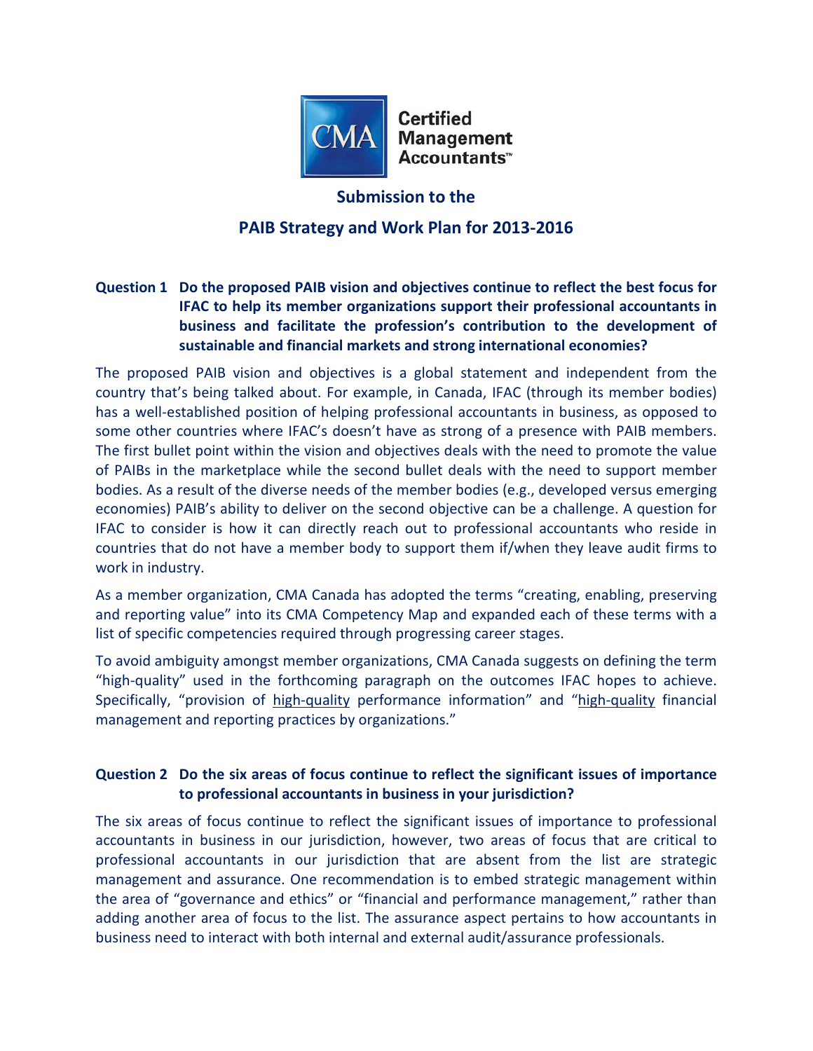**Certified Management Accountants™**

## Submission to the

## PAIB Strategy and Work Plan for 2013-2016

### Question 1 Do the proposed PAIB vision and objectives continue to reflect the best focus for IFAC to help its member organizations support their professional accountants in business and facilitate the profession's contribution to the development of sustainable and financial markets and strong international economies?

The proposed PAIB vision and objectives is a global statement and independent from the country that's being talked about. For example, in Canada, IFAC (through its member bodies) has a well-established position of helping professional accountants in business, as opposed to some other countries where IFAC's doesn't have as strong of a presence with PAIB members. The first bullet point within the vision and objectives deals with the need to promote the value of PAIBs in the marketplace while the second bullet deals with the need to support member bodies. As a result of the diverse needs of the member bodies (e.g., developed versus emerging economies) PAIB's ability to deliver on the second objective can be a challenge. A question for IFAC to consider is how it can directly reach out to professional accountants who reside in countries that do not have a member body to support them if/when they leave audit firms to work in industry.

As a member organization, CMA Canada has adopted the terms "creating, enabling, preserving and reporting value" into its CMA Competency Map and expanded each of these terms with a list of specific competencies required through progressing career stages.

To avoid ambiguity amongst member organizations, CMA Canada suggests on defining the term "high-quality" used in the forthcoming paragraph on the outcomes IFAC hopes to achieve. Specifically, "provision of <u>high-quality</u> performance information" and "<u>high-quality</u> financial management and reporting practices by organizations."

### Question 2 Do the six areas of focus continue to reflect the significant issues of importance to professional accountants in business in your jurisdiction?

The six areas of focus continue to reflect the significant issues of importance to professional accountants in business in our jurisdiction, however, two areas of focus that are critical to professional accountants in our jurisdiction that are absent from the list are strategic management and assurance. One recommendation is to embed strategic management within the area of "governance and ethics" or "financial and performance management," rather than adding another area of focus to the list. The assurance aspect pertains to how accountants in business need to interact with both internal and external audit/assurance professionals.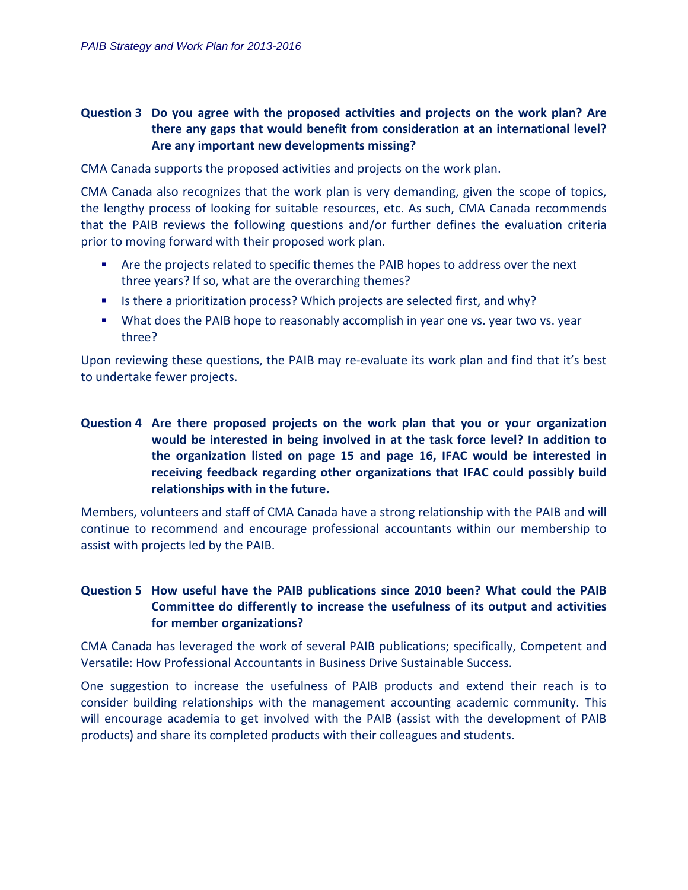**Question 3 Do you agree with the proposed activities and projects on the work plan? Are there any gaps that would benefit from consideration at an international level? Are any important new developments missing?**

CMA Canada supports the proposed activities and projects on the work plan.

CMA Canada also recognizes that the work plan is very demanding, given the scope of topics, the lengthy process of looking for suitable resources, etc. As such, CMA Canada recommends that the PAIB reviews the following questions and/or further defines the evaluation criteria prior to moving forward with their proposed work plan.

- Are the projects related to specific themes the PAIB hopes to address over the next three years? If so, what are the overarching themes?
- Is there a prioritization process? Which projects are selected first, and why?
- What does the PAIB hope to reasonably accomplish in year one vs. year two vs. year three?

Upon reviewing these questions, the PAIB may re-evaluate its work plan and find that it's best to undertake fewer projects.

**Question 4 Are there proposed projects on the work plan that you or your organization would be interested in being involved in at the task force level? In addition to the organization listed on page 15 and page 16, IFAC would be interested in receiving feedback regarding other organizations that IFAC could possibly build relationships with in the future.**

Members, volunteers and staff of CMA Canada have a strong relationship with the PAIB and will continue to recommend and encourage professional accountants within our membership to assist with projects led by the PAIB.

**Question 5 How useful have the PAIB publications since 2010 been? What could the PAIB Committee do differently to increase the usefulness of its output and activities for member organizations?**

CMA Canada has leveraged the work of several PAIB publications; specifically, Competent and Versatile: How Professional Accountants in Business Drive Sustainable Success.

One suggestion to increase the usefulness of PAIB products and extend their reach is to consider building relationships with the management accounting academic community. This will encourage academia to get involved with the PAIB (assist with the development of PAIB products) and share its completed products with their colleagues and students.